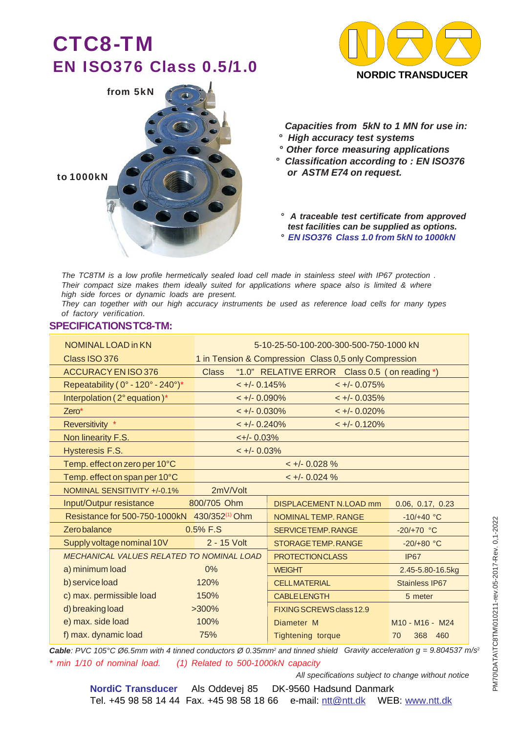# CTC8-TM

## EN ISO376 Class 0.5/1.0

NORDIC TRANSDUCER

from 5kN

to 1000kN

***Capacities from 5kN to 1 MN for use in:***

- ***High accuracy test systems***
- ***Other force measuring applications***
- ***Classification according to : EN ISO376 or ASTM E74 on request.***

- ***A traceable test certificate from approved test facilities can be supplied as options.***
- ***EN ISO376 Class 1.0 from 5kN to 1000kN***

*The TC8TM is a low profile hermetically sealed load cell made in stainless steel with IP67 protection . Their compact size makes them ideally suited for applications where space also is limited & where high side forces or dynamic loads are present.*
*They can together with our high accuracy instruments be used as reference load cells for many types of factory verification.*

### SPECIFICATIONS TC8-TM:

| NOMINAL LOAD in KN | 5-10-25-50-100-200-300-500-750-1000 kN | | | |
|---|---|---|---|---|
| Class ISO 376 | 1 in Tension & Compression Class 0,5 only Compression | | | |
| ACCURACY EN ISO 376 | Class "1.0" RELATIVE ERROR | Class 0.5 ( on reading *) | | |
| Repeatability ( 0° - 120° - 240°)* | < +/- 0.145% | < +/- 0.075% | | |
| Interpolation ( 2° equation )* | < +/- 0.090% | < +/- 0.035% | | |
| Zero* | < +/- 0.030% | < +/- 0.020% | | |
| Reversitivity * | < +/- 0.240% | < +/- 0.120% | | |
| Non linearity F.S. | <+/- 0.03% | | | |
| Hysteresis F.S. | < +/- 0.03% | | | |
| Temp. effect on zero per 10°C | < +/- 0.028 % | | | |
| Temp. effect on span per 10°C | < +/- 0.024 % | | | |
| NOMINAL SENSITIVITY +/-0.1% | 2mV/Volt | | | |
| Input/Outpur resistance | 800/705 Ohm | DISPLACEMENT N.LOAD mm | 0.06, 0.17, 0.23 | |
| Resistance for 500-750-1000kN | 430/352(1) Ohm | NOMINAL TEMP. RANGE | -10/+40 °C | |
| Zero balance | 0.5% F.S | SERVICE TEMP. RANGE | -20/+70 °C | |
| Supply voltage nominal 10V | 2 - 15 Volt | STORAGE TEMP. RANGE | -20/+80 °C | |
| *MECHANICAL VALUES RELATED TO NOMINAL LOAD* | | PROTECTION CLASS | IP67 | |
| a) minimum load | 0% | WEIGHT | 2.45-5.80-16.5kg | |
| b) service load | 120% | CELL MATERIAL | Stainless IP67 | |
| c) max. permissible load | 150% | CABLE LENGTH | 5 meter | |
| d) breaking load | >300% | FIXING SCREWS class 12.9 | | |
| e) max. side load | 100% | Diameter M | M10 - M16 - M24 | |
| f) max. dynamic load | 75% | Tightening torque | 70 368 460 | |

***Cable**: PVC 105°C Ø6.5mm with 4 tinned conductors Ø 0.35mm² and tinned shield* *Gravity acceleration g = 9.804537 m/s²*

*\* min 1/10 of nominal load.* *(1) Related to 500-1000kN capacity*

*All specifications subject to change without notice*

**NordiC Transducer** Als Oddevej 85 DK-9560 Hadsund Danmark
Tel. +45 98 58 14 44 Fax. +45 98 58 18 66 e-mail: ntt@ntt.dk WEB: www.ntt.dk

PM70\DATA\TC8TM\010211-rev.05-2017-Rev. 0.1-2022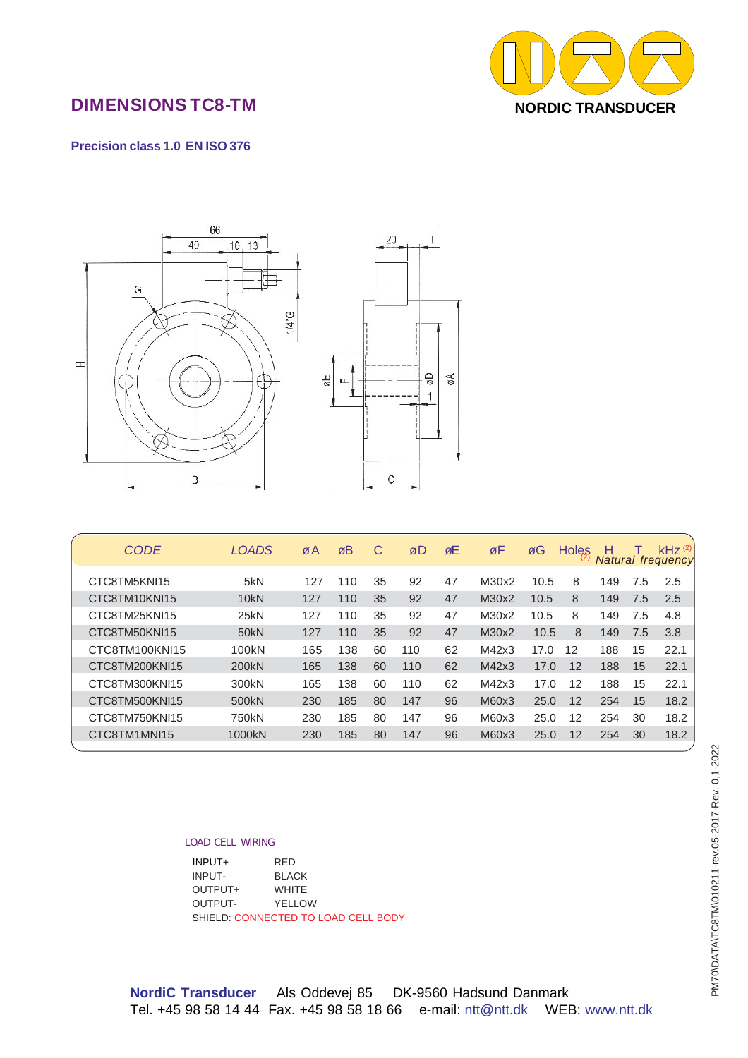**NORDIC TRANSDUCER**

## DIMENSIONS TC8-TM

**Precision class 1.0 EN ISO 376**

| CODE | LOADS | øA | øB | C | øD | øE | øF | øG | Holes (2) | H | T | kHz (2) Natural frequency |
|---|---|---|---|---|---|---|---|---|---|---|---|---|
| CTC8TM5KNI15 | 5kN | 127 | 110 | 35 | 92 | 47 | M30x2 | 10.5 | 8 | 149 | 7.5 | 2.5 |
| CTC8TM10KNI15 | 10kN | 127 | 110 | 35 | 92 | 47 | M30x2 | 10.5 | 8 | 149 | 7.5 | 2.5 |
| CTC8TM25KNI15 | 25kN | 127 | 110 | 35 | 92 | 47 | M30x2 | 10.5 | 8 | 149 | 7.5 | 4.8 |
| CTC8TM50KNI15 | 50kN | 127 | 110 | 35 | 92 | 47 | M30x2 | 10.5 | 8 | 149 | 7.5 | 3.8 |
| CTC8TM100KNI15 | 100kN | 165 | 138 | 60 | 110 | 62 | M42x3 | 17.0 | 12 | 188 | 15 | 22.1 |
| CTC8TM200KNI15 | 200kN | 165 | 138 | 60 | 110 | 62 | M42x3 | 17.0 | 12 | 188 | 15 | 22.1 |
| CTC8TM300KNI15 | 300kN | 165 | 138 | 60 | 110 | 62 | M42x3 | 17.0 | 12 | 188 | 15 | 22.1 |
| CTC8TM500KNI15 | 500kN | 230 | 185 | 80 | 147 | 96 | M60x3 | 25.0 | 12 | 254 | 15 | 18.2 |
| CTC8TM750KNI15 | 750kN | 230 | 185 | 80 | 147 | 96 | M60x3 | 25.0 | 12 | 254 | 30 | 18.2 |
| CTC8TM1MNI15 | 1000kN | 230 | 185 | 80 | 147 | 96 | M60x3 | 25.0 | 12 | 254 | 30 | 18.2 |

LOAD CELL WIRING

| | |
|---|---|
| INPUT+ | RED |
| INPUT- | BLACK |
| OUTPUT+ | WHITE |
| OUTPUT- | YELLOW |

SHIELD: CONNECTED TO LOAD CELL BODY

**NordiC Transducer** Als Oddevej 85 DK-9560 Hadsund Danmark
Tel. +45 98 58 14 44 Fax. +45 98 58 18 66 e-mail: ntt@ntt.dk WEB: www.ntt.dk

PM70\DATA\TC8TM\010211-rev.05-2017-Rev. 0.1-2022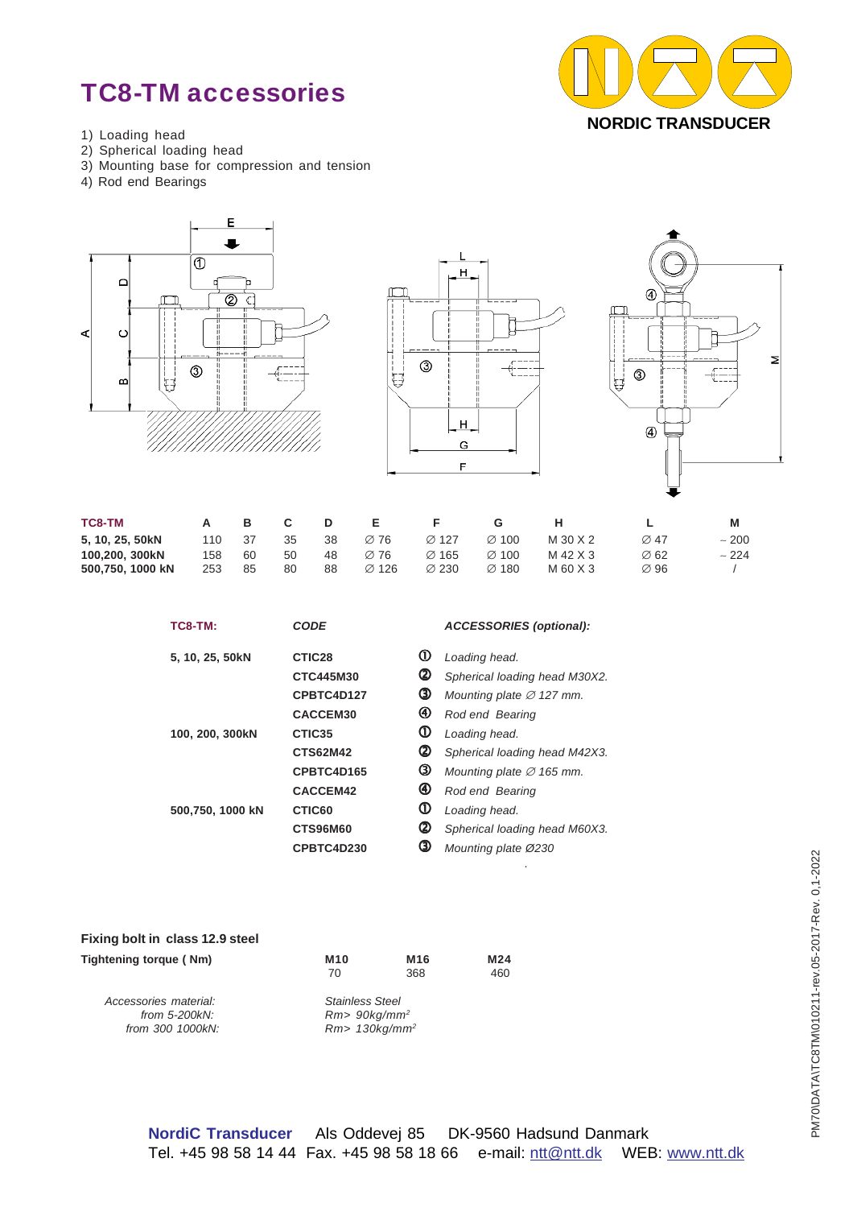# TC8-TM accessories

NORDIC TRANSDUCER

1) Loading head
2) Spherical loading head
3) Mounting base for compression and tension
4) Rod end Bearings

| TC8-TM | A | B | C | D | E | F | G | H | L | M |
|---|---|---|---|---|---|---|---|---|---|---|
| 5, 10, 25, 50kN | 110 | 37 | 35 | 38 | ∅ 76 | ∅ 127 | ∅ 100 | M 30 X 2 | ∅ 47 | ~ 200 |
| 100,200, 300kN | 158 | 60 | 50 | 48 | ∅ 76 | ∅ 165 | ∅ 100 | M 42 X 3 | ∅ 62 | ~ 224 |
| 500,750, 1000 kN | 253 | 85 | 80 | 88 | ∅ 126 | ∅ 230 | ∅ 180 | M 60 X 3 | ∅ 96 | / |

| TC8-TM: | *CODE* | | *ACCESSORIES (optional):* |
|---|---|---|---|
| 5, 10, 25, 50kN | CTIC28 | ① | *Loading head.* |
| | CTC445M30 | ② | *Spherical loading head M30X2.* |
| | CPBTC4D127 | ③ | *Mounting plate ∅ 127 mm.* |
| | CACCEM30 | ④ | *Rod end Bearing* |
| 100, 200, 300kN | CTIC35 | ① | *Loading head.* |
| | CTS62M42 | ② | *Spherical loading head M42X3.* |
| | CPBTC4D165 | ③ | *Mounting plate ∅ 165 mm.* |
| | CACCEM42 | ④ | *Rod end Bearing* |
| 500,750, 1000 kN | CTIC60 | ① | *Loading head.* |
| | CTS96M60 | ② | *Spherical loading head M60X3.* |
| | CPBTC4D230 | ③ | *Mounting plate Ø230* |

**Fixing bolt in class 12.9 steel**

| **Tightening torque ( Nm)** | **M10** | **M16** | **M24** |
|---|---|---|---|
| | 70 | 368 | 460 |

| | |
|---|---|
| *Accessories material:* | *Stainless Steel* |
| *from 5-200kN:* | *Rm> 90kg/mm²* |
| *from 300 1000kN:* | *Rm> 130kg/mm²* |

**NordiC Transducer** Als Oddevej 85 DK-9560 Hadsund Danmark
Tel. +45 98 58 14 44 Fax. +45 98 58 18 66 e-mail: ntt@ntt.dk WEB: www.ntt.dk

PM70\DATA\TC8TM\010211-rev.05-2017-Rev. 0.1-2022